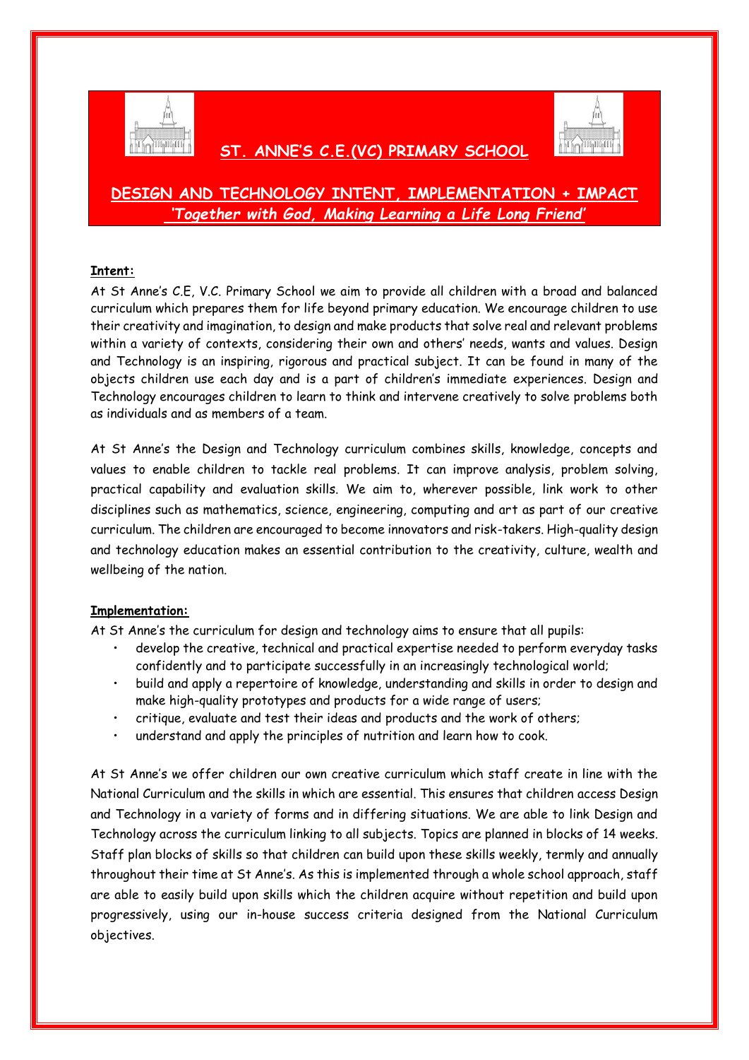# ST. ANNE'S C.E.(VC) PRIMARY SCHOOL

## DESIGN AND TECHNOLOGY INTENT, IMPLEMENTATION + IMPACT

***'Together with God, Making Learning a Life Long Friend'***

**Intent:**

At St Anne's C.E, V.C. Primary School we aim to provide all children with a broad and balanced curriculum which prepares them for life beyond primary education. We encourage children to use their creativity and imagination, to design and make products that solve real and relevant problems within a variety of contexts, considering their own and others' needs, wants and values. Design and Technology is an inspiring, rigorous and practical subject. It can be found in many of the objects children use each day and is a part of children's immediate experiences. Design and Technology encourages children to learn to think and intervene creatively to solve problems both as individuals and as members of a team.

At St Anne's the Design and Technology curriculum combines skills, knowledge, concepts and values to enable children to tackle real problems. It can improve analysis, problem solving, practical capability and evaluation skills. We aim to, wherever possible, link work to other disciplines such as mathematics, science, engineering, computing and art as part of our creative curriculum. The children are encouraged to become innovators and risk-takers. High-quality design and technology education makes an essential contribution to the creativity, culture, wealth and wellbeing of the nation.

**Implementation:**

At St Anne's the curriculum for design and technology aims to ensure that all pupils:

- develop the creative, technical and practical expertise needed to perform everyday tasks confidently and to participate successfully in an increasingly technological world;
- build and apply a repertoire of knowledge, understanding and skills in order to design and make high-quality prototypes and products for a wide range of users;
- critique, evaluate and test their ideas and products and the work of others;
- understand and apply the principles of nutrition and learn how to cook.

At St Anne's we offer children our own creative curriculum which staff create in line with the National Curriculum and the skills in which are essential. This ensures that children access Design and Technology in a variety of forms and in differing situations. We are able to link Design and Technology across the curriculum linking to all subjects. Topics are planned in blocks of 14 weeks. Staff plan blocks of skills so that children can build upon these skills weekly, termly and annually throughout their time at St Anne's. As this is implemented through a whole school approach, staff are able to easily build upon skills which the children acquire without repetition and build upon progressively, using our in-house success criteria designed from the National Curriculum objectives.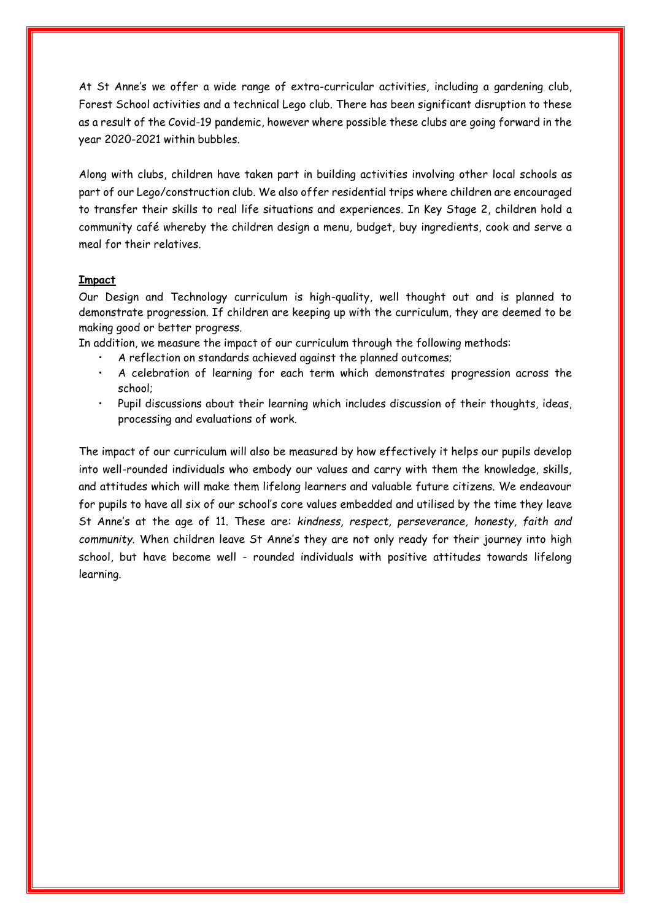At St Anne's we offer a wide range of extra-curricular activities, including a gardening club, Forest School activities and a technical Lego club. There has been significant disruption to these as a result of the Covid-19 pandemic, however where possible these clubs are going forward in the year 2020-2021 within bubbles.

Along with clubs, children have taken part in building activities involving other local schools as part of our Lego/construction club. We also offer residential trips where children are encouraged to transfer their skills to real life situations and experiences. In Key Stage 2, children hold a community café whereby the children design a menu, budget, buy ingredients, cook and serve a meal for their relatives.

**Impact**

Our Design and Technology curriculum is high-quality, well thought out and is planned to demonstrate progression. If children are keeping up with the curriculum, they are deemed to be making good or better progress.

In addition, we measure the impact of our curriculum through the following methods:

- A reflection on standards achieved against the planned outcomes;
- A celebration of learning for each term which demonstrates progression across the school;
- Pupil discussions about their learning which includes discussion of their thoughts, ideas, processing and evaluations of work.

The impact of our curriculum will also be measured by how effectively it helps our pupils develop into well-rounded individuals who embody our values and carry with them the knowledge, skills, and attitudes which will make them lifelong learners and valuable future citizens. We endeavour for pupils to have all six of our school's core values embedded and utilised by the time they leave St Anne's at the age of 11. These are: *kindness, respect, perseverance, honesty, faith and community.* When children leave St Anne's they are not only ready for their journey into high school, but have become well - rounded individuals with positive attitudes towards lifelong learning.